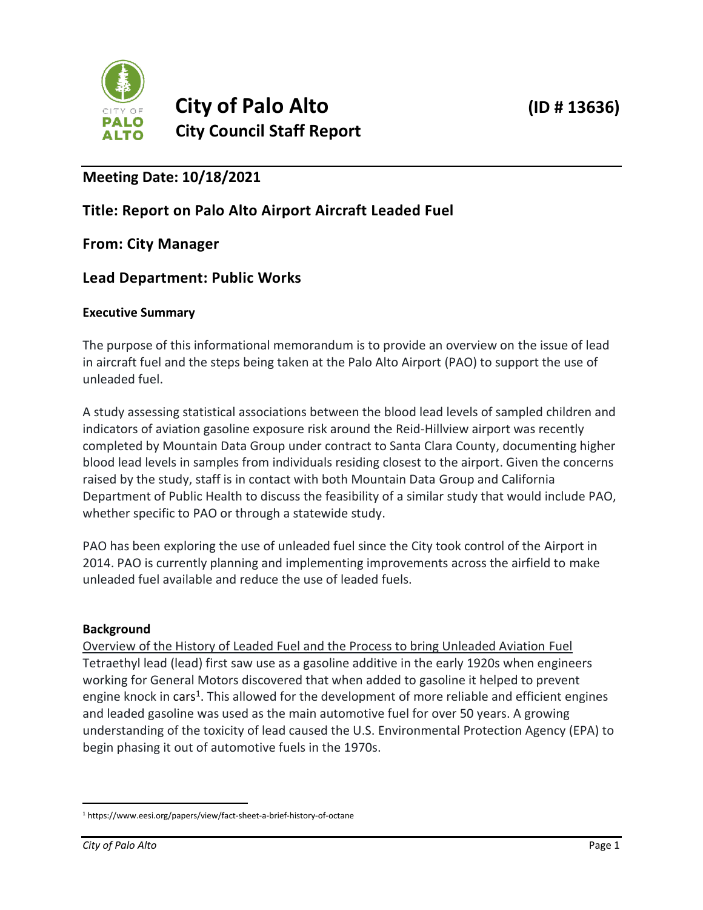# City of Palo Alto

## City Council Staff Report

**(ID # 13636)**

---

## Meeting Date: 10/18/2021

## Title: Report on Palo Alto Airport Aircraft Leaded Fuel

## From: City Manager

## Lead Department: Public Works

### Executive Summary

The purpose of this informational memorandum is to provide an overview on the issue of lead in aircraft fuel and the steps being taken at the Palo Alto Airport (PAO) to support the use of unleaded fuel.

A study assessing statistical associations between the blood lead levels of sampled children and indicators of aviation gasoline exposure risk around the Reid-Hillview airport was recently completed by Mountain Data Group under contract to Santa Clara County, documenting higher blood lead levels in samples from individuals residing closest to the airport. Given the concerns raised by the study, staff is in contact with both Mountain Data Group and California Department of Public Health to discuss the feasibility of a similar study that would include PAO, whether specific to PAO or through a statewide study.

PAO has been exploring the use of unleaded fuel since the City took control of the Airport in 2014. PAO is currently planning and implementing improvements across the airfield to make unleaded fuel available and reduce the use of leaded fuels.

### Background

Overview of the History of Leaded Fuel and the Process to bring Unleaded Aviation Fuel

Tetraethyl lead (lead) first saw use as a gasoline additive in the early 1920s when engineers working for General Motors discovered that when added to gasoline it helped to prevent engine knock in cars[1]. This allowed for the development of more reliable and efficient engines and leaded gasoline was used as the main automotive fuel for over 50 years. A growing understanding of the toxicity of lead caused the U.S. Environmental Protection Agency (EPA) to begin phasing it out of automotive fuels in the 1970s.

---

[1] https://www.eesi.org/papers/view/fact-sheet-a-brief-history-of-octane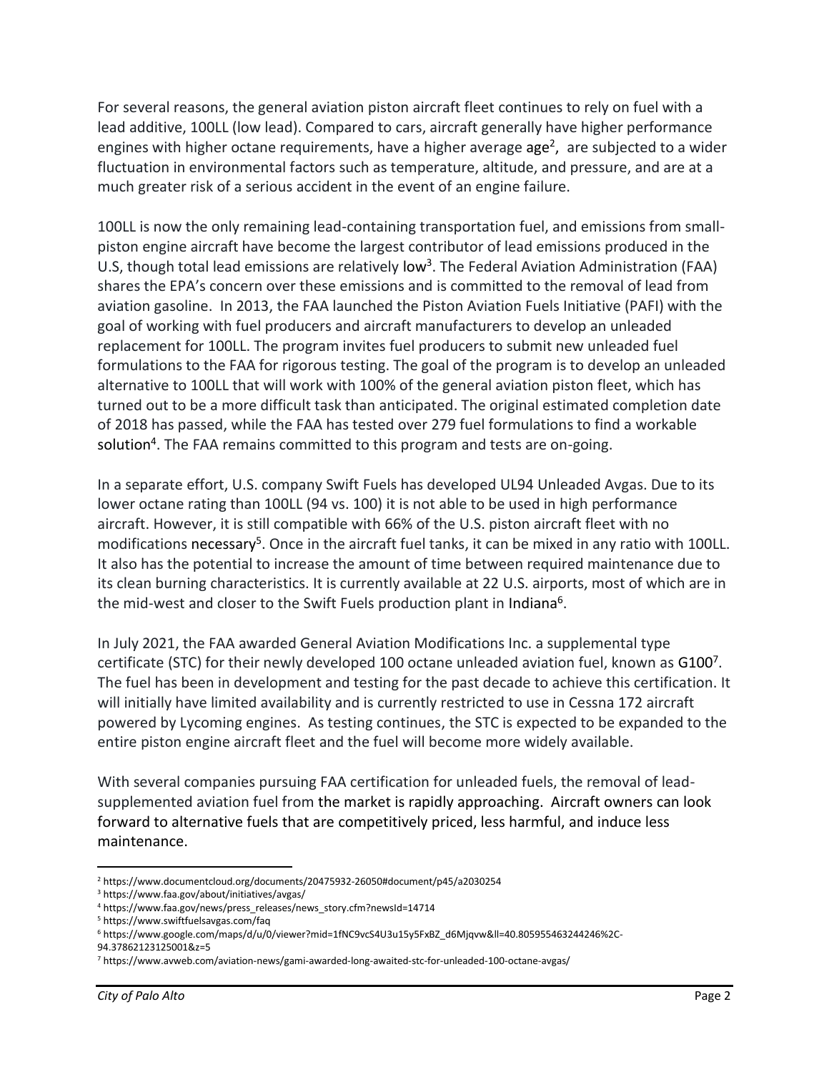For several reasons, the general aviation piston aircraft fleet continues to rely on fuel with a lead additive, 100LL (low lead). Compared to cars, aircraft generally have higher performance engines with higher octane requirements, have a higher average age[2], are subjected to a wider fluctuation in environmental factors such as temperature, altitude, and pressure, and are at a much greater risk of a serious accident in the event of an engine failure.

100LL is now the only remaining lead-containing transportation fuel, and emissions from small-piston engine aircraft have become the largest contributor of lead emissions produced in the U.S, though total lead emissions are relatively low[3]. The Federal Aviation Administration (FAA) shares the EPA's concern over these emissions and is committed to the removal of lead from aviation gasoline. In 2013, the FAA launched the Piston Aviation Fuels Initiative (PAFI) with the goal of working with fuel producers and aircraft manufacturers to develop an unleaded replacement for 100LL. The program invites fuel producers to submit new unleaded fuel formulations to the FAA for rigorous testing. The goal of the program is to develop an unleaded alternative to 100LL that will work with 100% of the general aviation piston fleet, which has turned out to be a more difficult task than anticipated. The original estimated completion date of 2018 has passed, while the FAA has tested over 279 fuel formulations to find a workable solution[4]. The FAA remains committed to this program and tests are on-going.

In a separate effort, U.S. company Swift Fuels has developed UL94 Unleaded Avgas. Due to its lower octane rating than 100LL (94 vs. 100) it is not able to be used in high performance aircraft. However, it is still compatible with 66% of the U.S. piston aircraft fleet with no modifications necessary[5]. Once in the aircraft fuel tanks, it can be mixed in any ratio with 100LL. It also has the potential to increase the amount of time between required maintenance due to its clean burning characteristics. It is currently available at 22 U.S. airports, most of which are in the mid-west and closer to the Swift Fuels production plant in Indiana[6].

In July 2021, the FAA awarded General Aviation Modifications Inc. a supplemental type certificate (STC) for their newly developed 100 octane unleaded aviation fuel, known as G100[7]. The fuel has been in development and testing for the past decade to achieve this certification. It will initially have limited availability and is currently restricted to use in Cessna 172 aircraft powered by Lycoming engines. As testing continues, the STC is expected to be expanded to the entire piston engine aircraft fleet and the fuel will become more widely available.

With several companies pursuing FAA certification for unleaded fuels, the removal of lead-supplemented aviation fuel from the market is rapidly approaching. Aircraft owners can look forward to alternative fuels that are competitively priced, less harmful, and induce less maintenance.

---

[2] https://www.documentcloud.org/documents/20475932-26050#document/p45/a2030254

[3] https://www.faa.gov/about/initiatives/avgas/

[4] https://www.faa.gov/news/press_releases/news_story.cfm?newsId=14714

[5] https://www.swiftfuelsavgas.com/faq

[6] https://www.google.com/maps/d/u/0/viewer?mid=1fNC9vcS4U3u15y5FxBZ_d6Mjqvw&ll=40.805955463244246%2C-94.37862123125001&z=5

[7] https://www.avweb.com/aviation-news/gami-awarded-long-awaited-stc-for-unleaded-100-octane-avgas/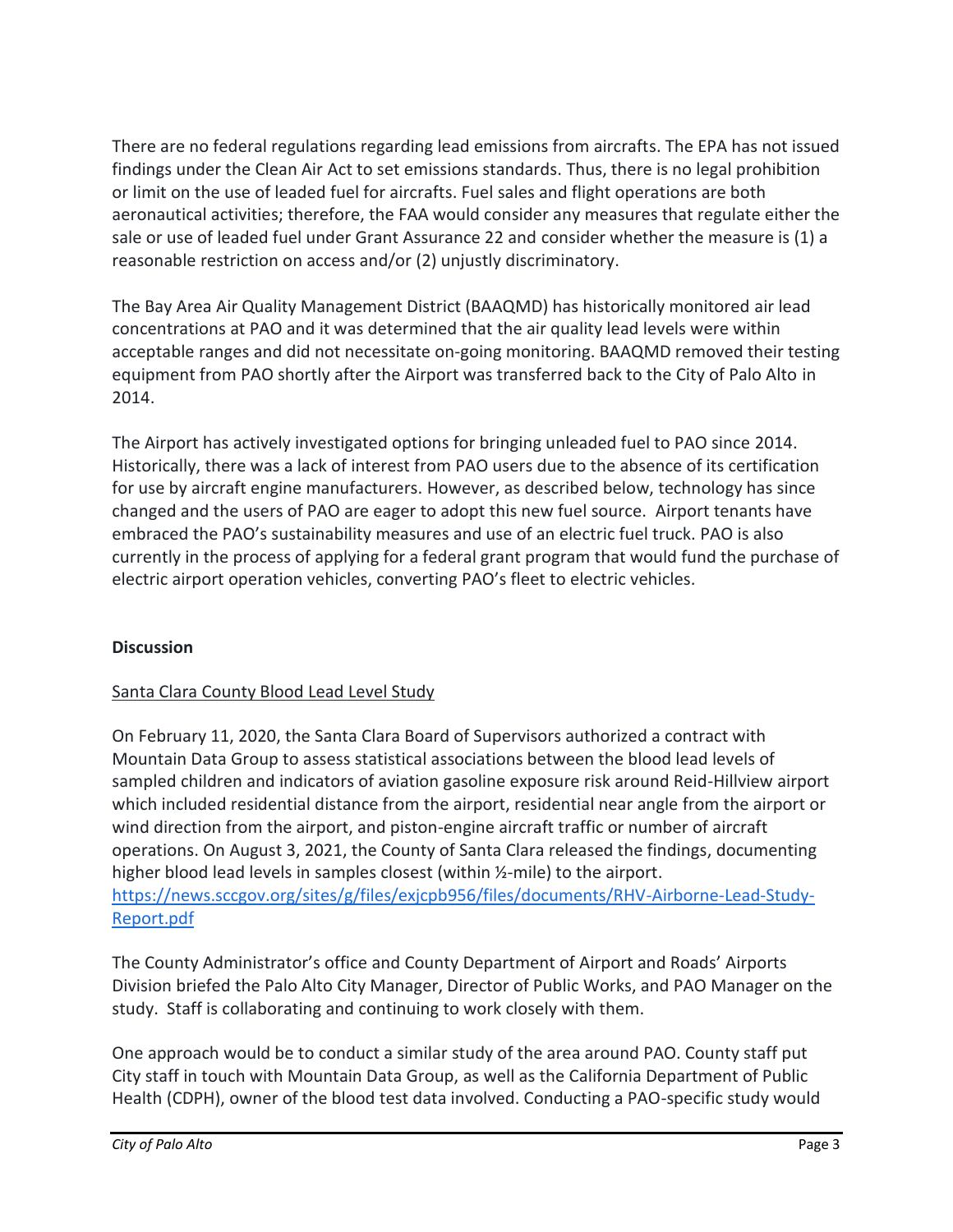There are no federal regulations regarding lead emissions from aircrafts. The EPA has not issued findings under the Clean Air Act to set emissions standards. Thus, there is no legal prohibition or limit on the use of leaded fuel for aircrafts. Fuel sales and flight operations are both aeronautical activities; therefore, the FAA would consider any measures that regulate either the sale or use of leaded fuel under Grant Assurance 22 and consider whether the measure is (1) a reasonable restriction on access and/or (2) unjustly discriminatory.

The Bay Area Air Quality Management District (BAAQMD) has historically monitored air lead concentrations at PAO and it was determined that the air quality lead levels were within acceptable ranges and did not necessitate on-going monitoring. BAAQMD removed their testing equipment from PAO shortly after the Airport was transferred back to the City of Palo Alto in 2014.

The Airport has actively investigated options for bringing unleaded fuel to PAO since 2014. Historically, there was a lack of interest from PAO users due to the absence of its certification for use by aircraft engine manufacturers. However, as described below, technology has since changed and the users of PAO are eager to adopt this new fuel source. Airport tenants have embraced the PAO's sustainability measures and use of an electric fuel truck. PAO is also currently in the process of applying for a federal grant program that would fund the purchase of electric airport operation vehicles, converting PAO's fleet to electric vehicles.

**Discussion**

<u>Santa Clara County Blood Lead Level Study</u>

On February 11, 2020, the Santa Clara Board of Supervisors authorized a contract with Mountain Data Group to assess statistical associations between the blood lead levels of sampled children and indicators of aviation gasoline exposure risk around Reid-Hillview airport which included residential distance from the airport, residential near angle from the airport or wind direction from the airport, and piston-engine aircraft traffic or number of aircraft operations. On August 3, 2021, the County of Santa Clara released the findings, documenting higher blood lead levels in samples closest (within ½-mile) to the airport. https://news.sccgov.org/sites/g/files/exjcpb956/files/documents/RHV-Airborne-Lead-Study-Report.pdf

The County Administrator's office and County Department of Airport and Roads' Airports Division briefed the Palo Alto City Manager, Director of Public Works, and PAO Manager on the study. Staff is collaborating and continuing to work closely with them.

One approach would be to conduct a similar study of the area around PAO. County staff put City staff in touch with Mountain Data Group, as well as the California Department of Public Health (CDPH), owner of the blood test data involved. Conducting a PAO-specific study would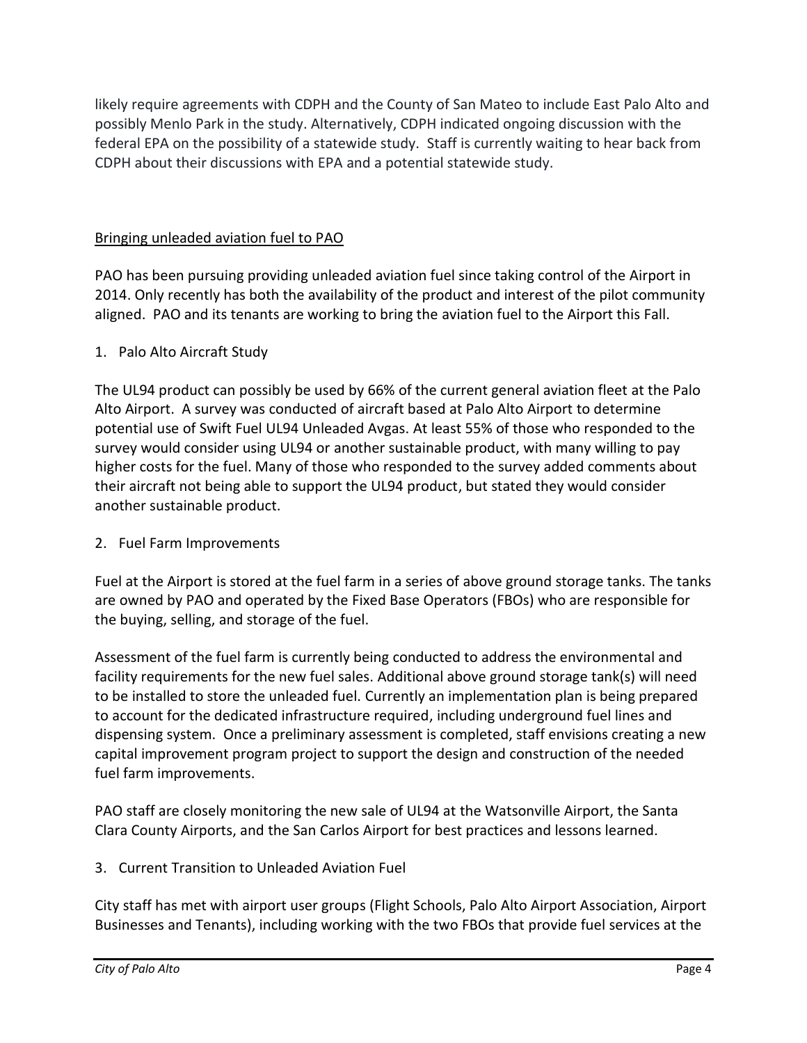likely require agreements with CDPH and the County of San Mateo to include East Palo Alto and possibly Menlo Park in the study. Alternatively, CDPH indicated ongoing discussion with the federal EPA on the possibility of a statewide study. Staff is currently waiting to hear back from CDPH about their discussions with EPA and a potential statewide study.

<u>Bringing unleaded aviation fuel to PAO</u>

PAO has been pursuing providing unleaded aviation fuel since taking control of the Airport in 2014. Only recently has both the availability of the product and interest of the pilot community aligned. PAO and its tenants are working to bring the aviation fuel to the Airport this Fall.

1. Palo Alto Aircraft Study

The UL94 product can possibly be used by 66% of the current general aviation fleet at the Palo Alto Airport. A survey was conducted of aircraft based at Palo Alto Airport to determine potential use of Swift Fuel UL94 Unleaded Avgas. At least 55% of those who responded to the survey would consider using UL94 or another sustainable product, with many willing to pay higher costs for the fuel. Many of those who responded to the survey added comments about their aircraft not being able to support the UL94 product, but stated they would consider another sustainable product.

2. Fuel Farm Improvements

Fuel at the Airport is stored at the fuel farm in a series of above ground storage tanks. The tanks are owned by PAO and operated by the Fixed Base Operators (FBOs) who are responsible for the buying, selling, and storage of the fuel.

Assessment of the fuel farm is currently being conducted to address the environmental and facility requirements for the new fuel sales. Additional above ground storage tank(s) will need to be installed to store the unleaded fuel. Currently an implementation plan is being prepared to account for the dedicated infrastructure required, including underground fuel lines and dispensing system. Once a preliminary assessment is completed, staff envisions creating a new capital improvement program project to support the design and construction of the needed fuel farm improvements.

PAO staff are closely monitoring the new sale of UL94 at the Watsonville Airport, the Santa Clara County Airports, and the San Carlos Airport for best practices and lessons learned.

3. Current Transition to Unleaded Aviation Fuel

City staff has met with airport user groups (Flight Schools, Palo Alto Airport Association, Airport Businesses and Tenants), including working with the two FBOs that provide fuel services at the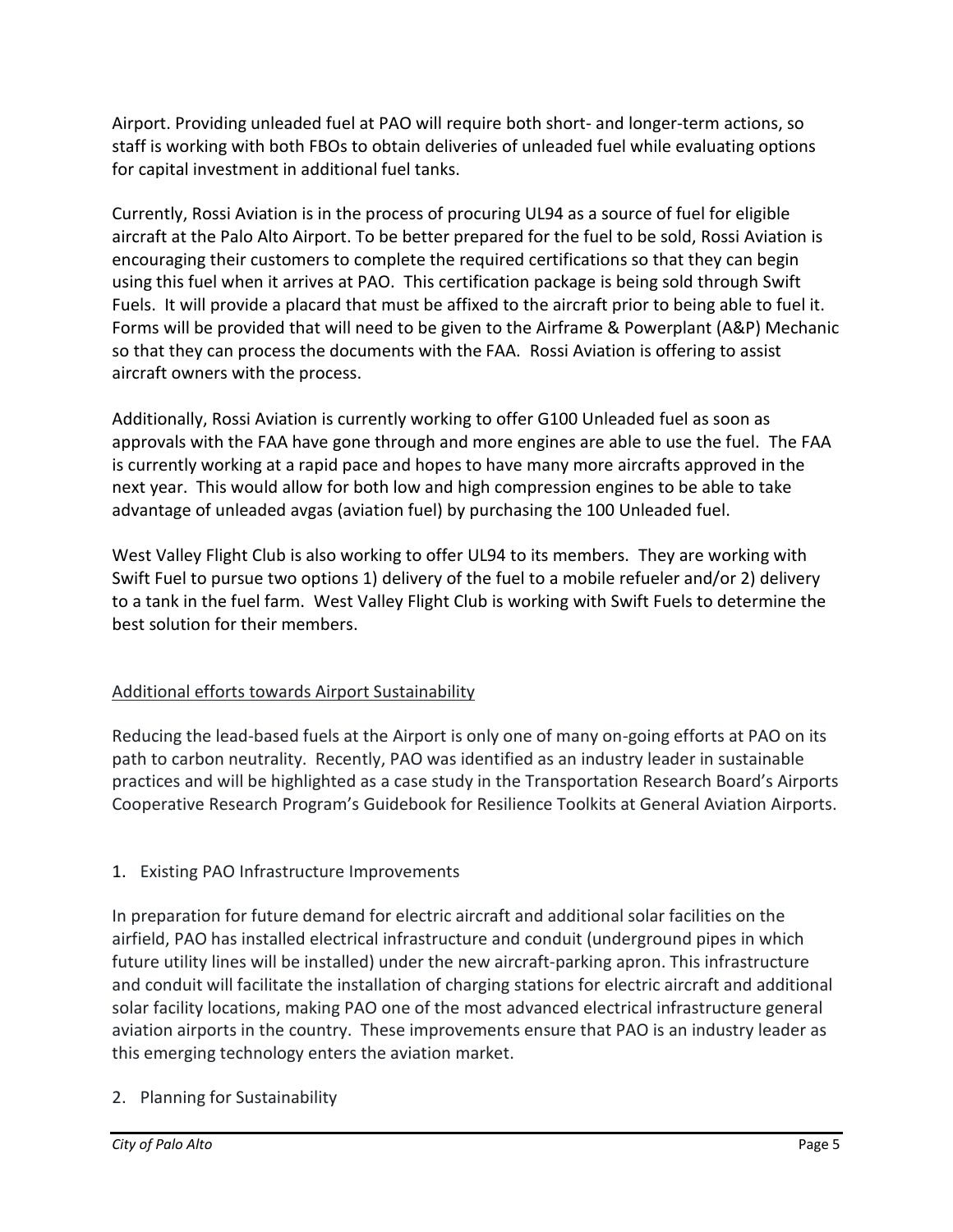Airport. Providing unleaded fuel at PAO will require both short- and longer-term actions, so staff is working with both FBOs to obtain deliveries of unleaded fuel while evaluating options for capital investment in additional fuel tanks.

Currently, Rossi Aviation is in the process of procuring UL94 as a source of fuel for eligible aircraft at the Palo Alto Airport. To be better prepared for the fuel to be sold, Rossi Aviation is encouraging their customers to complete the required certifications so that they can begin using this fuel when it arrives at PAO. This certification package is being sold through Swift Fuels. It will provide a placard that must be affixed to the aircraft prior to being able to fuel it. Forms will be provided that will need to be given to the Airframe & Powerplant (A&P) Mechanic so that they can process the documents with the FAA. Rossi Aviation is offering to assist aircraft owners with the process.

Additionally, Rossi Aviation is currently working to offer G100 Unleaded fuel as soon as approvals with the FAA have gone through and more engines are able to use the fuel. The FAA is currently working at a rapid pace and hopes to have many more aircrafts approved in the next year. This would allow for both low and high compression engines to be able to take advantage of unleaded avgas (aviation fuel) by purchasing the 100 Unleaded fuel.

West Valley Flight Club is also working to offer UL94 to its members. They are working with Swift Fuel to pursue two options 1) delivery of the fuel to a mobile refueler and/or 2) delivery to a tank in the fuel farm. West Valley Flight Club is working with Swift Fuels to determine the best solution for their members.

<u>Additional efforts towards Airport Sustainability</u>

Reducing the lead-based fuels at the Airport is only one of many on-going efforts at PAO on its path to carbon neutrality. Recently, PAO was identified as an industry leader in sustainable practices and will be highlighted as a case study in the Transportation Research Board's Airports Cooperative Research Program's Guidebook for Resilience Toolkits at General Aviation Airports.

1. Existing PAO Infrastructure Improvements

In preparation for future demand for electric aircraft and additional solar facilities on the airfield, PAO has installed electrical infrastructure and conduit (underground pipes in which future utility lines will be installed) under the new aircraft-parking apron. This infrastructure and conduit will facilitate the installation of charging stations for electric aircraft and additional solar facility locations, making PAO one of the most advanced electrical infrastructure general aviation airports in the country. These improvements ensure that PAO is an industry leader as this emerging technology enters the aviation market.

2. Planning for Sustainability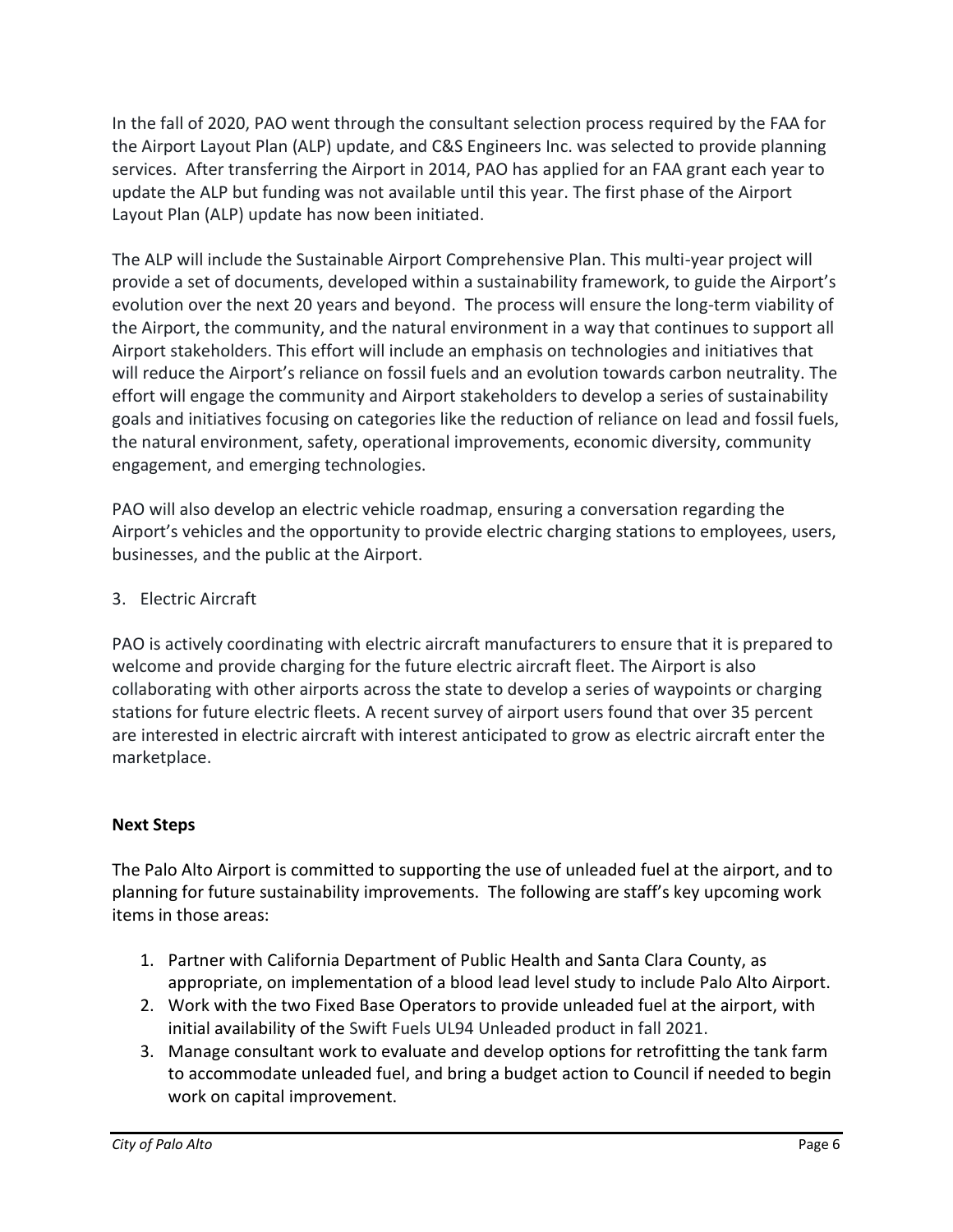In the fall of 2020, PAO went through the consultant selection process required by the FAA for the Airport Layout Plan (ALP) update, and C&S Engineers Inc. was selected to provide planning services. After transferring the Airport in 2014, PAO has applied for an FAA grant each year to update the ALP but funding was not available until this year. The first phase of the Airport Layout Plan (ALP) update has now been initiated.

The ALP will include the Sustainable Airport Comprehensive Plan. This multi-year project will provide a set of documents, developed within a sustainability framework, to guide the Airport's evolution over the next 20 years and beyond. The process will ensure the long-term viability of the Airport, the community, and the natural environment in a way that continues to support all Airport stakeholders. This effort will include an emphasis on technologies and initiatives that will reduce the Airport's reliance on fossil fuels and an evolution towards carbon neutrality. The effort will engage the community and Airport stakeholders to develop a series of sustainability goals and initiatives focusing on categories like the reduction of reliance on lead and fossil fuels, the natural environment, safety, operational improvements, economic diversity, community engagement, and emerging technologies.

PAO will also develop an electric vehicle roadmap, ensuring a conversation regarding the Airport's vehicles and the opportunity to provide electric charging stations to employees, users, businesses, and the public at the Airport.

3. Electric Aircraft

PAO is actively coordinating with electric aircraft manufacturers to ensure that it is prepared to welcome and provide charging for the future electric aircraft fleet. The Airport is also collaborating with other airports across the state to develop a series of waypoints or charging stations for future electric fleets. A recent survey of airport users found that over 35 percent are interested in electric aircraft with interest anticipated to grow as electric aircraft enter the marketplace.

**Next Steps**

The Palo Alto Airport is committed to supporting the use of unleaded fuel at the airport, and to planning for future sustainability improvements. The following are staff's key upcoming work items in those areas:

1. Partner with California Department of Public Health and Santa Clara County, as appropriate, on implementation of a blood lead level study to include Palo Alto Airport.
2. Work with the two Fixed Base Operators to provide unleaded fuel at the airport, with initial availability of the Swift Fuels UL94 Unleaded product in fall 2021.
3. Manage consultant work to evaluate and develop options for retrofitting the tank farm to accommodate unleaded fuel, and bring a budget action to Council if needed to begin work on capital improvement.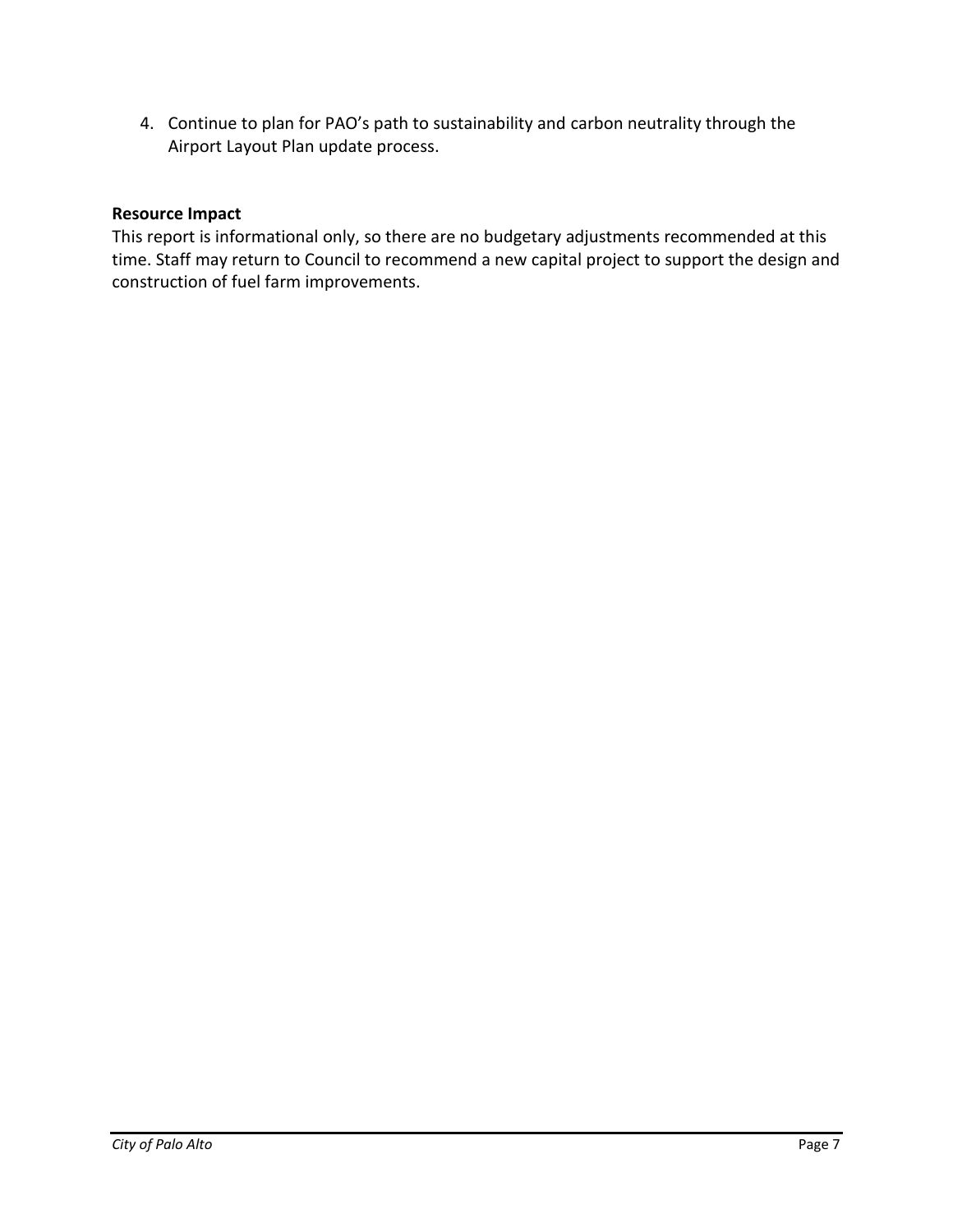4. Continue to plan for PAO's path to sustainability and carbon neutrality through the Airport Layout Plan update process.

**Resource Impact**

This report is informational only, so there are no budgetary adjustments recommended at this time. Staff may return to Council to recommend a new capital project to support the design and construction of fuel farm improvements.